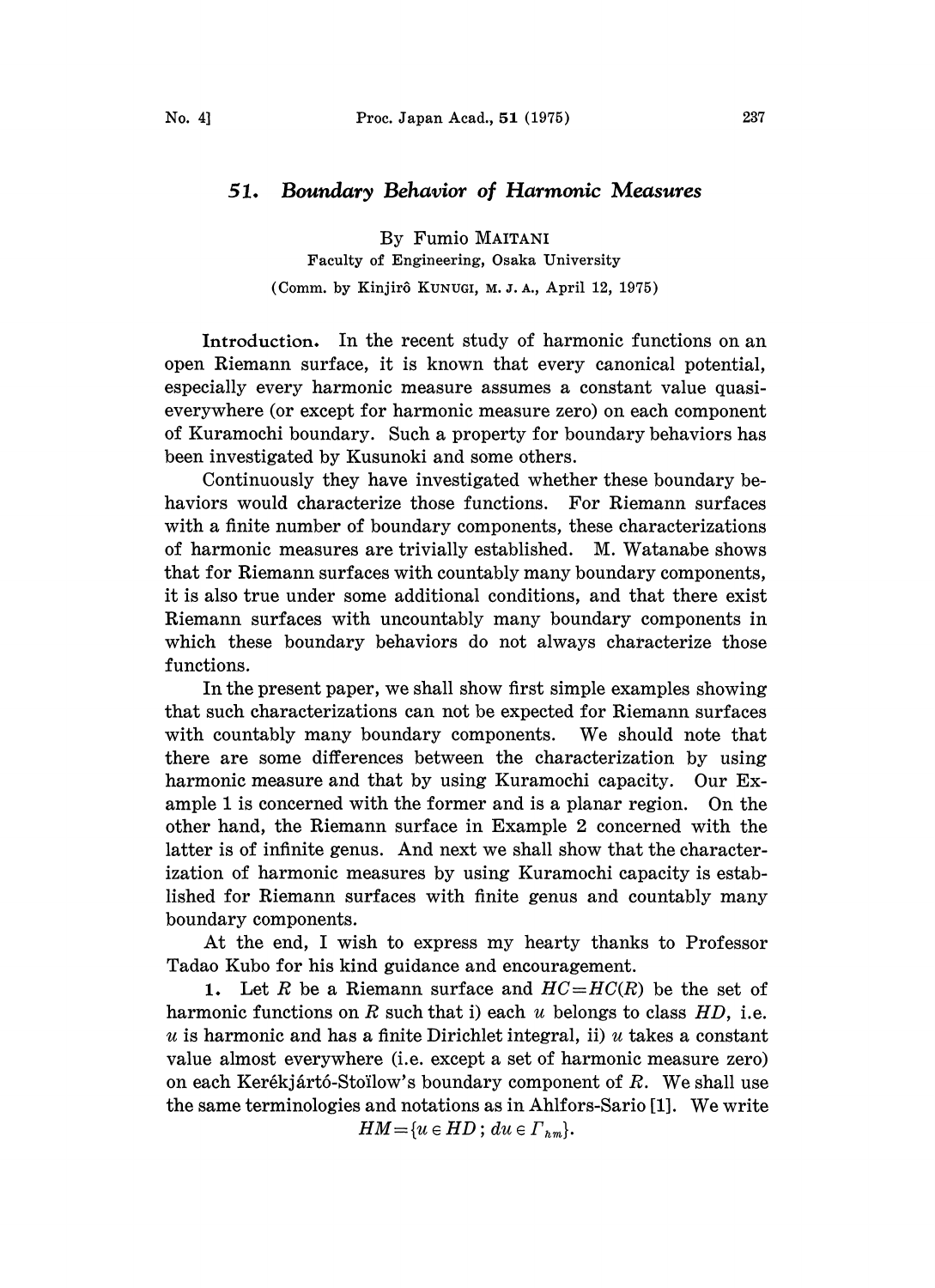# 51. *Boundary Behavior of Harmonic Measures*

By Fumio MAITANI

Faculty of Engineering, Osaka University

(Comm. by Kinjirô KUNUGI, M. J. A., April 12, 1975)

**Introduction.** In the recent study of harmonic functions on an open Riemann surface, it is known that every canonical potential, especially every harmonic measure assumes a constant value quasi-everywhere (or except for harmonic measure zero) on each component of Kuramochi boundary. Such a property for boundary behaviors has been investigated by Kusunoki and some others.

Continuously they have investigated whether these boundary behaviors would characterize those functions. For Riemann surfaces with a finite number of boundary components, these characterizations of harmonic measures are trivially established. M. Watanabe shows that for Riemann surfaces with countably many boundary components, it is also true under some additional conditions, and that there exist Riemann surfaces with uncountably many boundary components in which these boundary behaviors do not always characterize those functions.

In the present paper, we shall show first simple examples showing that such characterizations can not be expected for Riemann surfaces with countably many boundary components. We should note that there are some differences between the characterization by using harmonic measure and that by using Kuramochi capacity. Our Example 1 is concerned with the former and is a planar region. On the other hand, the Riemann surface in Example 2 concerned with the latter is of infinite genus. And next we shall show that the characterization of harmonic measures by using Kuramochi capacity is established for Riemann surfaces with finite genus and countably many boundary components.

At the end, I wish to express my hearty thanks to Professor Tadao Kubo for his kind guidance and encouragement.

**1.** Let $R$ be a Riemann surface and $HC=HC(R)$ be the set of harmonic functions on $R$ such that i) each $u$ belongs to class $HD$, i.e. $u$ is harmonic and has a finite Dirichlet integral, ii) $u$ takes a constant value almost everywhere (i.e. except a set of harmonic measure zero) on each Kerékjártó-Stoïlow's boundary component of $R$. We shall use the same terminologies and notations as in Ahlfors-Sario [1]. We write

$$HM=\{u \in HD\,;\, du \in \Gamma_{hm}\}.$$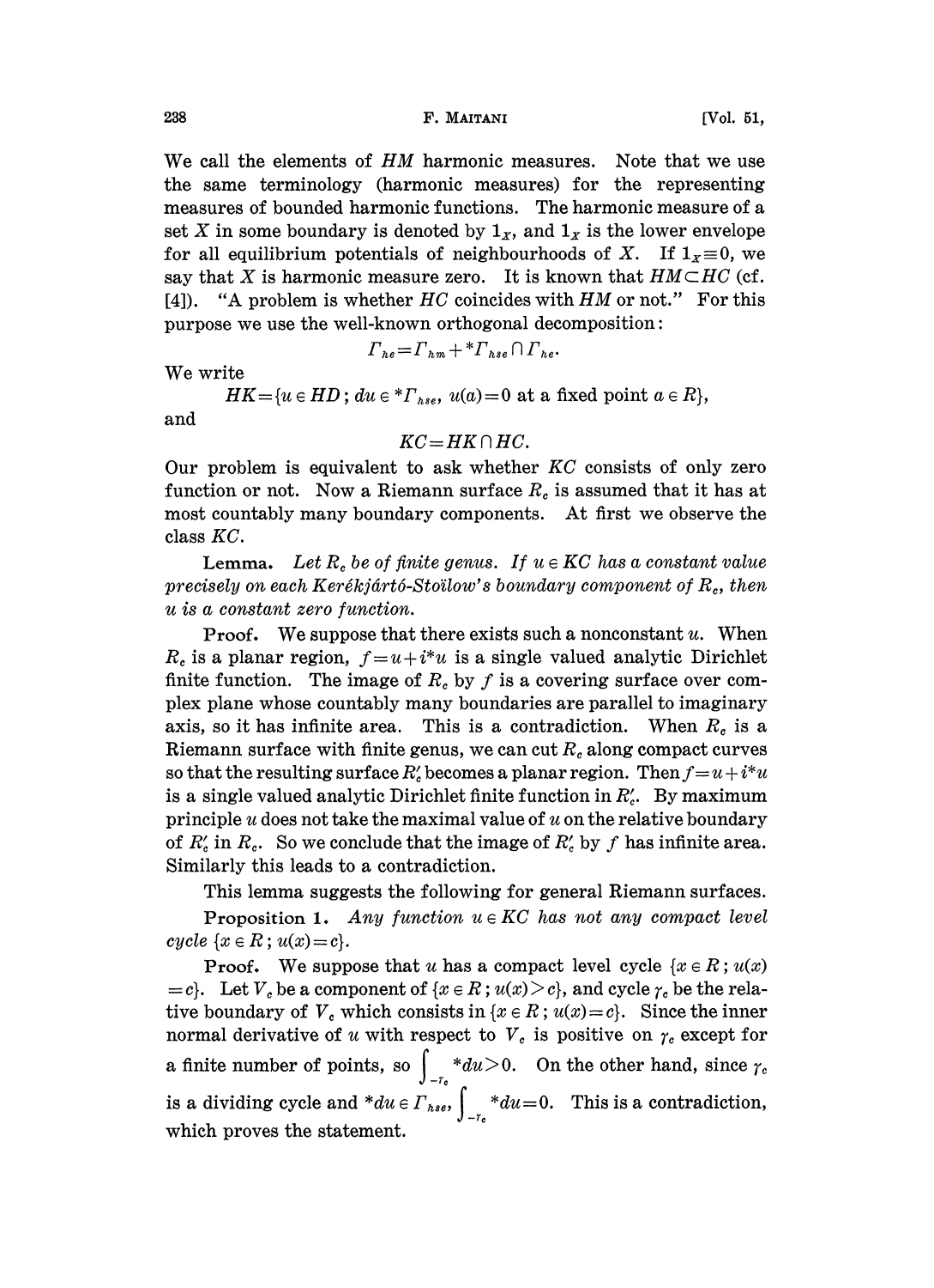We call the elements of $HM$ harmonic measures. Note that we use the same terminology (harmonic measures) for the representing measures of bounded harmonic functions. The harmonic measure of a set $X$ in some boundary is denoted by $1_X$, and $1_X$ is the lower envelope for all equilibrium potentials of neighbourhoods of $X$. If $1_X \equiv 0$, we say that $X$ is harmonic measure zero. It is known that $HM \subset HC$ (cf. [4]). "A problem is whether $HC$ coincides with $HM$ or not." For this purpose we use the well-known orthogonal decomposition:

$$\Gamma_{he} = \Gamma_{hm} + {}^*\Gamma_{hse} \cap \Gamma_{he}.$$

We write

$$HK = \{u \in HD\,;\, du \in {}^*\Gamma_{hse},\ u(a) = 0 \text{ at a fixed point } a \in R\},$$

and

$$KC = HK \cap HC.$$

Our problem is equivalent to ask whether $KC$ consists of only zero function or not. Now a Riemann surface $R_c$ is assumed that it has at most countably many boundary components. At first we observe the class $KC$.

**Lemma.** *Let $R_c$ be of finite genus. If $u \in KC$ has a constant value precisely on each Kerékjártó-Stoïlow's boundary component of $R_c$, then $u$ is a constant zero function.*

**Proof.** We suppose that there exists such a nonconstant $u$. When $R_c$ is a planar region, $f = u + i^*u$ is a single valued analytic Dirichlet finite function. The image of $R_c$ by $f$ is a covering surface over complex plane whose countably many boundaries are parallel to imaginary axis, so it has infinite area. This is a contradiction. When $R_c$ is a Riemann surface with finite genus, we can cut $R_c$ along compact curves so that the resulting surface $R_c'$ becomes a planar region. Then $f = u + i^*u$ is a single valued analytic Dirichlet finite function in $R_c'$. By maximum principle $u$ does not take the maximal value of $u$ on the relative boundary of $R_c'$ in $R_c$. So we conclude that the image of $R_c'$ by $f$ has infinite area. Similarly this leads to a contradiction.

This lemma suggests the following for general Riemann surfaces.

**Proposition 1.** *Any function $u \in KC$ has not any compact level cycle $\{x \in R\,;\, u(x) = c\}$.*

**Proof.** We suppose that $u$ has a compact level cycle $\{x \in R\,;\, u(x) = c\}$. Let $V_c$ be a component of $\{x \in R\,;\, u(x) > c\}$, and cycle $\gamma_c$ be the relative boundary of $V_c$ which consists in $\{x \in R\,;\, u(x) = c\}$. Since the inner normal derivative of $u$ with respect to $V_c$ is positive on $\gamma_c$ except for a finite number of points, so $\int_{-\gamma_c} {}^*du > 0$. On the other hand, since $\gamma_c$ is a dividing cycle and ${}^*du \in \Gamma_{hse}$, $\int_{-\gamma_c} {}^*du = 0$. This is a contradiction, which proves the statement.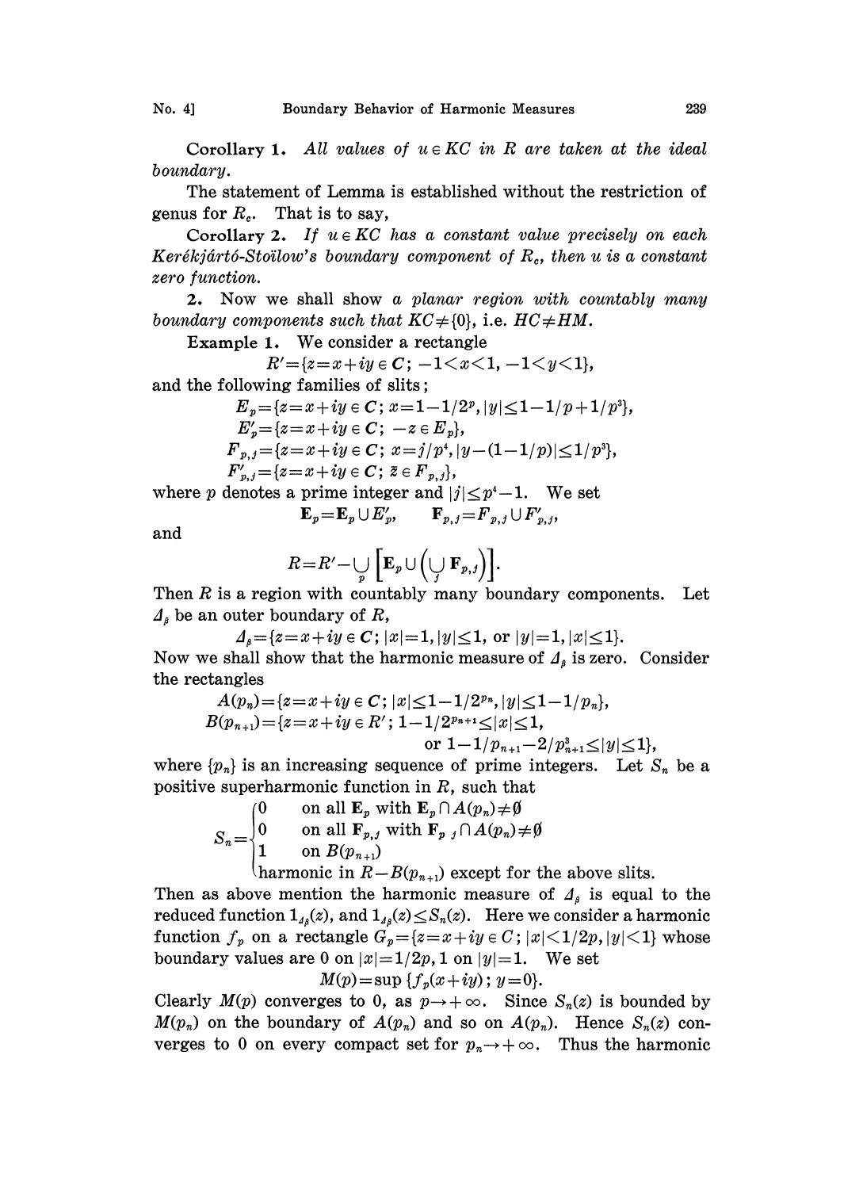**Corollary 1.** *All values of $u \in KC$ in $R$ are taken at the ideal boundary.*

The statement of Lemma is established without the restriction of genus for $R_c$. That is to say,

**Corollary 2.** *If $u \in KC$ has a constant value precisely on each Kerékjártó-Stoïlow's boundary component of $R_c$, then $u$ is a constant zero function.*

**2.** Now we shall show *a planar region with countably many boundary components such that $KC \neq \{0\}$, i.e. $HC \neq HM$.*

**Example 1.** We consider a rectangle

$$R' = \{z = x + iy \in \boldsymbol{C};\ -1 < x < 1,\ -1 < y < 1\},$$

and the following families of slits;

$$E_p = \{z = x + iy \in \boldsymbol{C};\ x = 1 - 1/2^p, |y| \leq 1 - 1/p + 1/p^3\},$$

$$E'_p = \{z = x + iy \in \boldsymbol{C};\ -z \in E_p\},$$

$$F_{p,j} = \{z = x + iy \in \boldsymbol{C};\ x = j/p^4, |y - (1 - 1/p)| \leq 1/p^3\},$$

$$F'_{p,j} = \{z = x + iy \in \boldsymbol{C};\ \bar{z} \in F_{p,j}\},$$

where $p$ denotes a prime integer and $|j| \leq p^4 - 1$. We set

$$\mathbf{E}_p = \mathbf{E}_p \cup E'_p, \qquad \mathbf{F}_{p,j} = F_{p,j} \cup F'_{p,j},$$

and

$$R = R' - \bigcup_p \left[\mathbf{E}_p \cup \left(\bigcup_j \mathbf{F}_{p,j}\right)\right].$$

Then $R$ is a region with countably many boundary components. Let $\varDelta_\beta$ be an outer boundary of $R$,

$$\varDelta_\beta = \{z = x + iy \in \boldsymbol{C};\ |x| = 1, |y| \leq 1, \text{ or } |y| = 1, |x| \leq 1\}.$$

Now we shall show that the harmonic measure of $\varDelta_\beta$ is zero. Consider the rectangles

$$A(p_n) = \{z = x + iy \in \boldsymbol{C};\ |x| \leq 1 - 1/2^{p_n}, |y| \leq 1 - 1/p_n\},$$

$$B(p_{n+1}) = \{z = x + iy \in R';\ 1 - 1/2^{p_{n+1}} \leq |x| \leq 1, \text{ or } 1 - 1/p_{n+1} - 2/p_{n+1}^3 \leq |y| \leq 1\},$$

where $\{p_n\}$ is an increasing sequence of prime integers. Let $S_n$ be a positive superharmonic function in $R$, such that

$$S_n = \begin{cases} 0 & \text{on all } \mathbf{E}_p \text{ with } \mathbf{E}_p \cap A(p_n) \neq \emptyset \\ 0 & \text{on all } \mathbf{F}_{p,j} \text{ with } \mathbf{F}_{p,j} \cap A(p_n) \neq \emptyset \\ 1 & \text{on } B(p_{n+1}) \\ \text{harmonic in } R - B(p_{n+1}) & \text{except for the above slits.} \end{cases}$$

Then as above mention the harmonic measure of $\varDelta_\beta$ is equal to the reduced function $1_{\varDelta_\beta}(z)$, and $1_{\varDelta_\beta}(z) \leq S_n(z)$. Here we consider a harmonic function $f_p$ on a rectangle $G_p = \{z = x + iy \in \boldsymbol{C};\ |x| < 1/2p, |y| < 1\}$ whose boundary values are 0 on $|x| = 1/2p$, 1 on $|y| = 1$. We set

$$M(p) = \sup\{f_p(x + iy);\ y = 0\}.$$

Clearly $M(p)$ converges to 0, as $p \to +\infty$. Since $S_n(z)$ is bounded by $M(p_n)$ on the boundary of $A(p_n)$ and so on $A(p_n)$. Hence $S_n(z)$ converges to 0 on every compact set for $p_n \to +\infty$. Thus the harmonic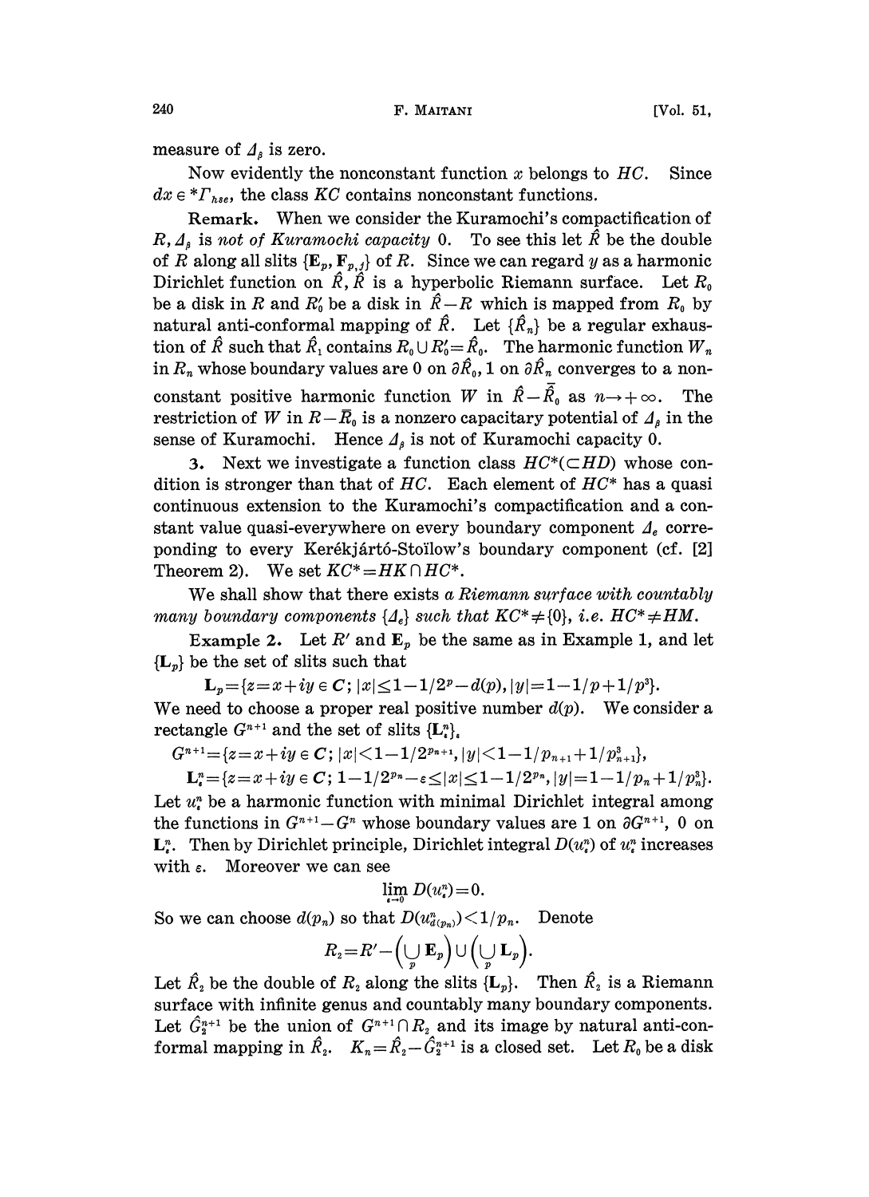measure of $\Delta_\beta$ is zero.

Now evidently the nonconstant function $x$ belongs to $HC$. Since $dx \in {}^*\Gamma_{hse}$, the class $KC$ contains nonconstant functions.

**Remark.** When we consider the Kuramochi's compactification of $R$, $\Delta_\beta$ is *not of Kuramochi capacity* 0. To see this let $\hat{R}$ be the double of $R$ along all slits $\{\mathbf{E}_p, \mathbf{F}_{p,j}\}$ of $R$. Since we can regard $y$ as a harmonic Dirichlet function on $\hat{R}$, $\hat{R}$ is a hyperbolic Riemann surface. Let $R_0$ be a disk in $R$ and $R_0'$ be a disk in $\hat{R}-R$ which is mapped from $R_0$ by natural anti-conformal mapping of $\hat{R}$. Let $\{\hat{R}_n\}$ be a regular exhaustion of $\hat{R}$ such that $\hat{R}_1$ contains $R_0 \cup R_0' = \hat{R}_0$. The harmonic function $W_n$ in $R_n$ whose boundary values are 0 on $\partial\hat{R}_0$, 1 on $\partial\hat{R}_n$ converges to a nonconstant positive harmonic function $W$ in $\hat{R}-\bar{\hat{R}}_0$ as $n \to +\infty$. The restriction of $W$ in $R-\bar{R}_0$ is a nonzero capacitary potential of $\Delta_\beta$ in the sense of Kuramochi. Hence $\Delta_\beta$ is not of Kuramochi capacity 0.

**3.** Next we investigate a function class $HC^*(\subset HD)$ whose condition is stronger than that of $HC$. Each element of $HC^*$ has a quasi continuous extension to the Kuramochi's compactification and a constant value quasi-everywhere on every boundary component $\Delta_e$ correponding to every Kerékjártó-Stoïlow's boundary component (cf. [2] Theorem 2). We set $KC^* = HK \cap HC^*$.

We shall show that there exists *a Riemann surface with countably many boundary components* $\{\Delta_e\}$ *such that* $KC^* \neq \{0\}$, *i.e.* $HC^* \neq HM$.

**Example 2.** Let $R'$ and $\mathbf{E}_p$ be the same as in Example 1, and let $\{\mathbf{L}_p\}$ be the set of slits such that

$$\mathbf{L}_p = \{z = x+iy \in \mathbf{C};\ |x| \leq 1-1/2^p - d(p),\ |y| = 1-1/p+1/p^3\}.$$

We need to choose a proper real positive number $d(p)$. We consider a rectangle $G^{n+1}$ and the set of slits $\{\mathbf{L}_\varepsilon^n\}_\varepsilon$

$$G^{n+1} = \{z = x+iy \in \mathbf{C};\ |x| < 1-1/2^{p_{n+1}},\ |y| < 1-1/p_{n+1}+1/p_{n+1}^3\},$$

$$\mathbf{L}_\varepsilon^n = \{z = x+iy \in \mathbf{C};\ 1-1/2^{p_n}-\varepsilon \leq |x| \leq 1-1/2^{p_n},\ |y| = 1-1/p_n+1/p_n^3\}.$$

Let $u_\varepsilon^n$ be a harmonic function with minimal Dirichlet integral among the functions in $G^{n+1}-G^n$ whose boundary values are 1 on $\partial G^{n+1}$, 0 on $\mathbf{L}_\varepsilon^n$. Then by Dirichlet principle, Dirichlet integral $D(u_\varepsilon^n)$ of $u_\varepsilon^n$ increases with $\varepsilon$. Moreover we can see

$$\lim_{\varepsilon \to 0} D(u_\varepsilon^n) = 0.$$

So we can choose $d(p_n)$ so that $D(u_{d(p_n)}^n) < 1/p_n$. Denote

$$R_2 = R' - \Big(\bigcup_p \mathbf{E}_p\Big) \cup \Big(\bigcup_p \mathbf{L}_p\Big).$$

Let $\hat{R}_2$ be the double of $R_2$ along the slits $\{\mathbf{L}_p\}$. Then $\hat{R}_2$ is a Riemann surface with infinite genus and countably many boundary components. Let $\hat{G}_2^{n+1}$ be the union of $G^{n+1} \cap R_2$ and its image by natural anti-conformal mapping in $\hat{R}_2$. $K_n = \hat{R}_2 - \hat{G}_2^{n+1}$ is a closed set. Let $R_0$ be a disk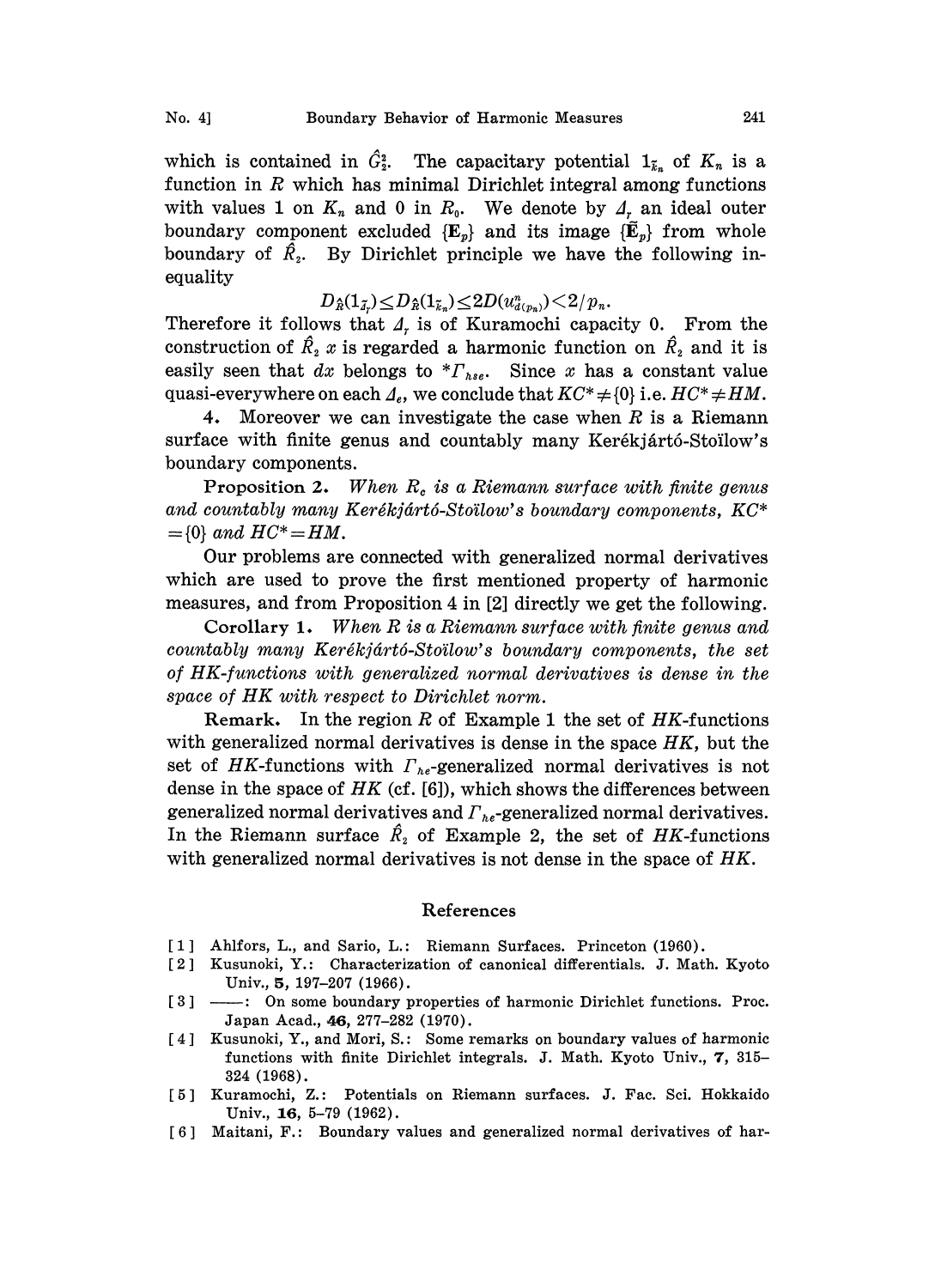which is contained in $\hat{G}_2^2$. The capacitary potential $1_{\tilde{K}_n}$ of $K_n$ is a function in $R$ which has minimal Dirichlet integral among functions with values 1 on $K_n$ and 0 in $R_0$. We denote by $\Delta_r$ an ideal outer boundary component excluded $\{\mathbf{E}_p\}$ and its image $\{\tilde{\mathbf{E}}_p\}$ from whole boundary of $\hat{R}_2$. By Dirichlet principle we have the following inequality

$$D_{\hat{R}}(1_{\tilde{\Delta}_r}) \leq D_{\hat{R}}(1_{\tilde{K}_n}) \leq 2D(u^n_{d(p_n)}) < 2/p_n.$$

Therefore it follows that $\Delta_r$ is of Kuramochi capacity 0. From the construction of $\hat{R}_2$ $x$ is regarded a harmonic function on $\hat{R}_2$ and it is easily seen that $dx$ belongs to $^*\Gamma_{hse}$. Since $x$ has a constant value quasi-everywhere on each $\Delta_e$, we conclude that $KC^* \neq \{0\}$ i.e. $HC^* \neq HM$.

4. Moreover we can investigate the case when $R$ is a Riemann surface with finite genus and countably many Kerékjártó-Stoïlow's boundary components.

**Proposition 2.** *When $R_c$ is a Riemann surface with finite genus and countably many Kerékjártó-Stoïlow's boundary components, $KC^* = \{0\}$ and $HC^* = HM$.*

Our problems are connected with generalized normal derivatives which are used to prove the first mentioned property of harmonic measures, and from Proposition 4 in [2] directly we get the following.

**Corollary 1.** *When $R$ is a Riemann surface with finite genus and countably many Kerékjártó-Stoïlow's boundary components, the set of HK-functions with generalized normal derivatives is dense in the space of HK with respect to Dirichlet norm.*

**Remark.** In the region $R$ of Example 1 the set of $HK$-functions with generalized normal derivatives is dense in the space $HK$, but the set of $HK$-functions with $\Gamma_{he}$-generalized normal derivatives is not dense in the space of $HK$ (cf. [6]), which shows the differences between generalized normal derivatives and $\Gamma_{he}$-generalized normal derivatives. In the Riemann surface $\hat{R}_2$ of Example 2, the set of $HK$-functions with generalized normal derivatives is not dense in the space of $HK$.

## References

[1] Ahlfors, L., and Sario, L.: Riemann Surfaces. Princeton (1960).

[2] Kusunoki, Y.: Characterization of canonical differentials. J. Math. Kyoto Univ., **5**, 197–207 (1966).

[3] ——: On some boundary properties of harmonic Dirichlet functions. Proc. Japan Acad., **46**, 277–282 (1970).

[4] Kusunoki, Y., and Mori, S.: Some remarks on boundary values of harmonic functions with finite Dirichlet integrals. J. Math. Kyoto Univ., **7**, 315–324 (1968).

[5] Kuramochi, Z.: Potentials on Riemann surfaces. J. Fac. Sci. Hokkaido Univ., **16**, 5–79 (1962).

[6] Maitani, F.: Boundary values and generalized normal derivatives of har-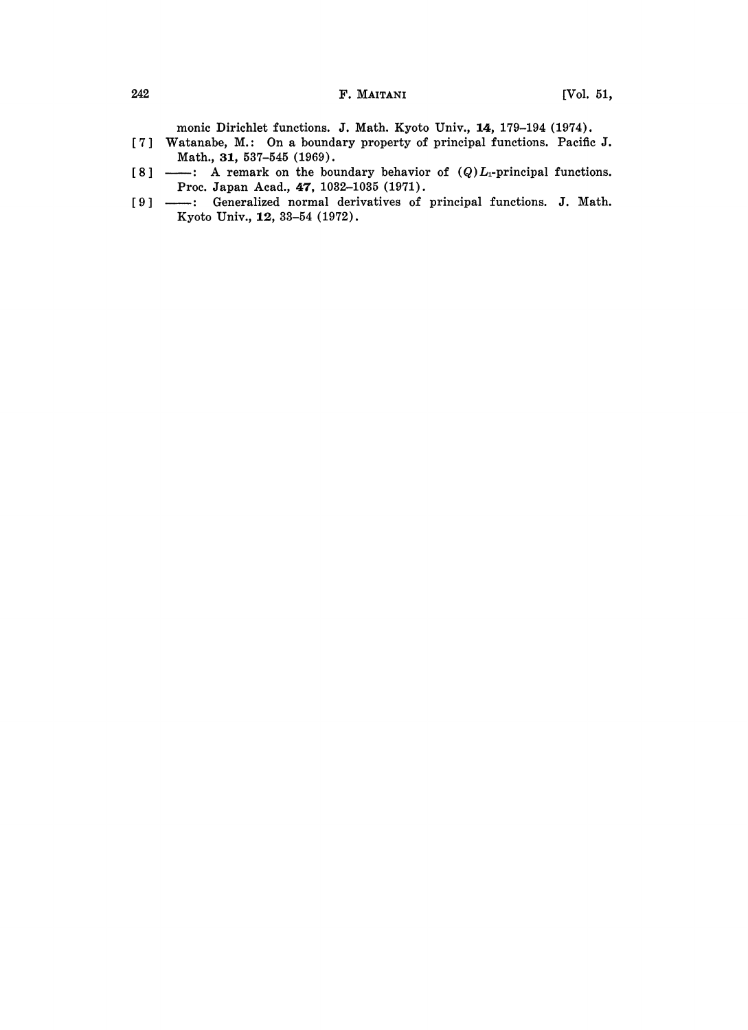monic Dirichlet functions. J. Math. Kyoto Univ., **14**, 179–194 (1974).

[7] Watanabe, M.: On a boundary property of principal functions. Pacific J. Math., **31**, 537–545 (1969).

[8] ——: A remark on the boundary behavior of $(Q)L_1$-principal functions. Proc. Japan Acad., **47**, 1032–1035 (1971).

[9] ——: Generalized normal derivatives of principal functions. J. Math. Kyoto Univ., **12**, 33–54 (1972).